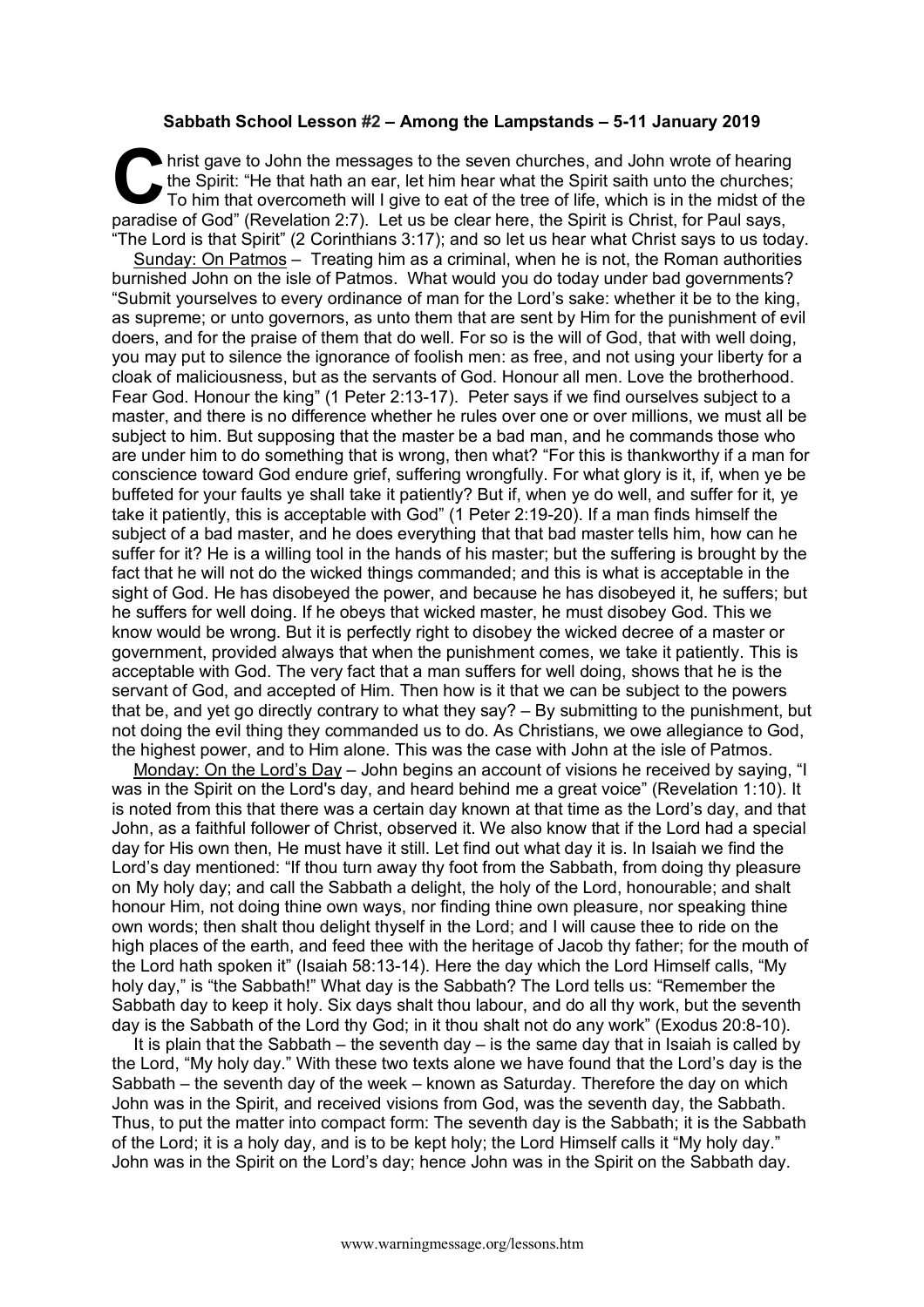**Sabbath School Lesson #2 – Among the Lampstands – 5-11 January 2019**

Christ gave to John the messages to the seven churches, and John wrote of hearing the Spirit: "He that hath an ear, let him hear what the Spirit saith unto the churches; To him that overcometh will I give to eat of the tree of life, which is in the midst of the paradise of God" (Revelation 2:7). Let us be clear here, the Spirit is Christ, for Paul says, "The Lord is that Spirit" (2 Corinthians 3:17); and so let us hear what Christ says to us today.

Sunday: On Patmos – Treating him as a criminal, when he is not, the Roman authorities burnished John on the isle of Patmos. What would you do today under bad governments? "Submit yourselves to every ordinance of man for the Lord's sake: whether it be to the king, as supreme; or unto governors, as unto them that are sent by Him for the punishment of evil doers, and for the praise of them that do well. For so is the will of God, that with well doing, you may put to silence the ignorance of foolish men: as free, and not using your liberty for a cloak of maliciousness, but as the servants of God. Honour all men. Love the brotherhood. Fear God. Honour the king" (1 Peter 2:13-17). Peter says if we find ourselves subject to a master, and there is no difference whether he rules over one or over millions, we must all be subject to him. But supposing that the master be a bad man, and he commands those who are under him to do something that is wrong, then what? "For this is thankworthy if a man for conscience toward God endure grief, suffering wrongfully. For what glory is it, if, when ye be buffeted for your faults ye shall take it patiently? But if, when ye do well, and suffer for it, ye take it patiently, this is acceptable with God" (1 Peter 2:19-20). If a man finds himself the subject of a bad master, and he does everything that that bad master tells him, how can he suffer for it? He is a willing tool in the hands of his master; but the suffering is brought by the fact that he will not do the wicked things commanded; and this is what is acceptable in the sight of God. He has disobeyed the power, and because he has disobeyed it, he suffers; but he suffers for well doing. If he obeys that wicked master, he must disobey God. This we know would be wrong. But it is perfectly right to disobey the wicked decree of a master or government, provided always that when the punishment comes, we take it patiently. This is acceptable with God. The very fact that a man suffers for well doing, shows that he is the servant of God, and accepted of Him. Then how is it that we can be subject to the powers that be, and yet go directly contrary to what they say? – By submitting to the punishment, but not doing the evil thing they commanded us to do. As Christians, we owe allegiance to God, the highest power, and to Him alone. This was the case with John at the isle of Patmos.

Monday: On the Lord's Day – John begins an account of visions he received by saying, "I was in the Spirit on the Lord's day, and heard behind me a great voice" (Revelation 1:10). It is noted from this that there was a certain day known at that time as the Lord's day, and that John, as a faithful follower of Christ, observed it. We also know that if the Lord had a special day for His own then, He must have it still. Let find out what day it is. In Isaiah we find the Lord's day mentioned: "If thou turn away thy foot from the Sabbath, from doing thy pleasure on My holy day; and call the Sabbath a delight, the holy of the Lord, honourable; and shalt honour Him, not doing thine own ways, nor finding thine own pleasure, nor speaking thine own words; then shalt thou delight thyself in the Lord; and I will cause thee to ride on the high places of the earth, and feed thee with the heritage of Jacob thy father; for the mouth of the Lord hath spoken it" (Isaiah 58:13-14). Here the day which the Lord Himself calls, "My holy day," is "the Sabbath!" What day is the Sabbath? The Lord tells us: "Remember the Sabbath day to keep it holy. Six days shalt thou labour, and do all thy work, but the seventh day is the Sabbath of the Lord thy God; in it thou shalt not do any work" (Exodus 20:8-10).

It is plain that the Sabbath – the seventh day – is the same day that in Isaiah is called by the Lord, "My holy day." With these two texts alone we have found that the Lord's day is the Sabbath – the seventh day of the week – known as Saturday. Therefore the day on which John was in the Spirit, and received visions from God, was the seventh day, the Sabbath. Thus, to put the matter into compact form: The seventh day is the Sabbath; it is the Sabbath of the Lord; it is a holy day, and is to be kept holy; the Lord Himself calls it "My holy day." John was in the Spirit on the Lord's day; hence John was in the Spirit on the Sabbath day.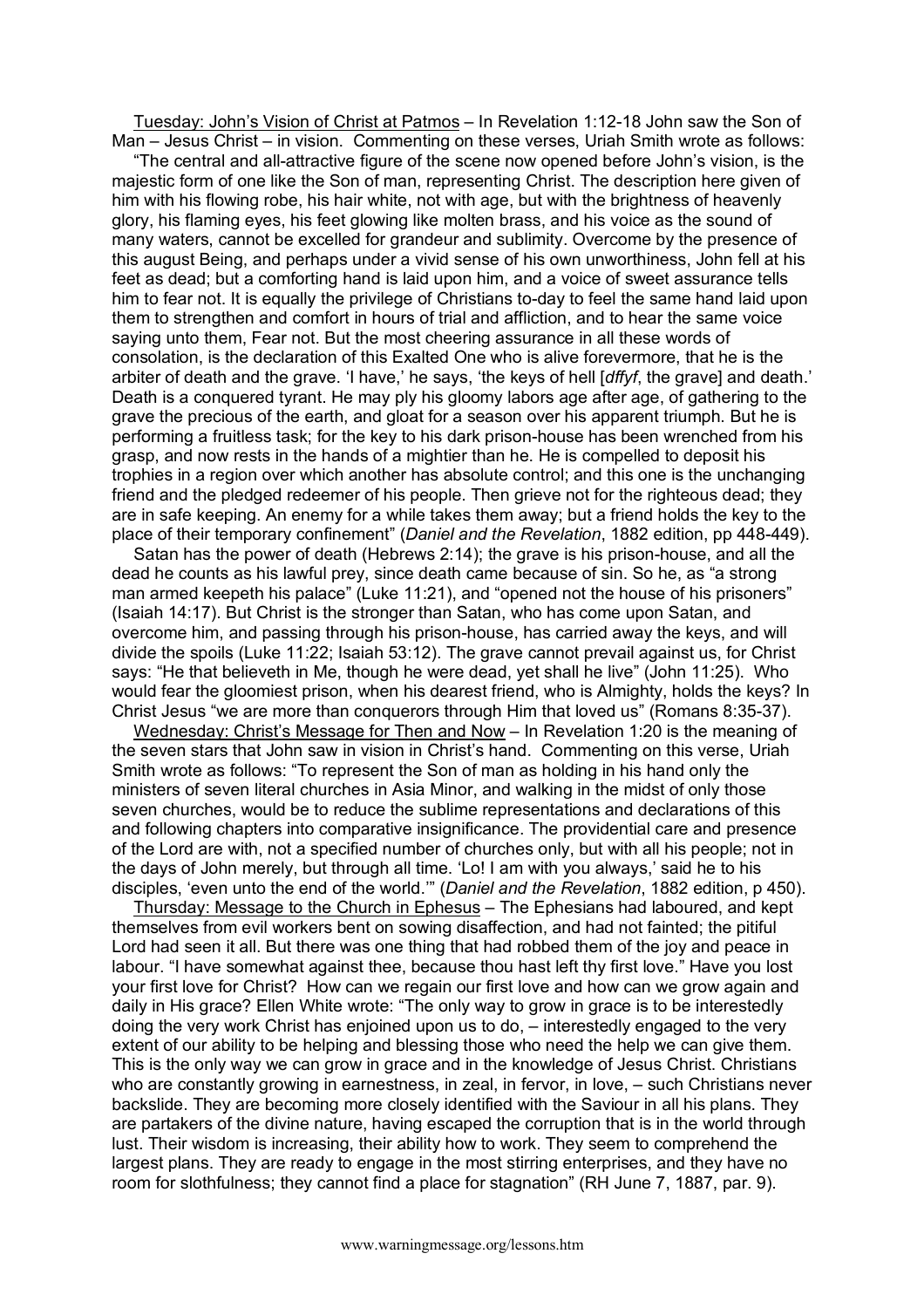Tuesday: John's Vision of Christ at Patmos – In Revelation 1:12-18 John saw the Son of Man – Jesus Christ – in vision. Commenting on these verses, Uriah Smith wrote as follows:

"The central and all-attractive figure of the scene now opened before John's vision, is the majestic form of one like the Son of man, representing Christ. The description here given of him with his flowing robe, his hair white, not with age, but with the brightness of heavenly glory, his flaming eyes, his feet glowing like molten brass, and his voice as the sound of many waters, cannot be excelled for grandeur and sublimity. Overcome by the presence of this august Being, and perhaps under a vivid sense of his own unworthiness, John fell at his feet as dead; but a comforting hand is laid upon him, and a voice of sweet assurance tells him to fear not. It is equally the privilege of Christians to-day to feel the same hand laid upon them to strengthen and comfort in hours of trial and affliction, and to hear the same voice saying unto them, Fear not. But the most cheering assurance in all these words of consolation, is the declaration of this Exalted One who is alive forevermore, that he is the arbiter of death and the grave. 'I have,' he says, 'the keys of hell [*dffyf*, the grave] and death.' Death is a conquered tyrant. He may ply his gloomy labors age after age, of gathering to the grave the precious of the earth, and gloat for a season over his apparent triumph. But he is performing a fruitless task; for the key to his dark prison-house has been wrenched from his grasp, and now rests in the hands of a mightier than he. He is compelled to deposit his trophies in a region over which another has absolute control; and this one is the unchanging friend and the pledged redeemer of his people. Then grieve not for the righteous dead; they are in safe keeping. An enemy for a while takes them away; but a friend holds the key to the place of their temporary confinement" (*Daniel and the Revelation*, 1882 edition, pp 448-449).

Satan has the power of death (Hebrews 2:14); the grave is his prison-house, and all the dead he counts as his lawful prey, since death came because of sin. So he, as "a strong man armed keepeth his palace" (Luke 11:21), and "opened not the house of his prisoners" (Isaiah 14:17). But Christ is the stronger than Satan, who has come upon Satan, and overcome him, and passing through his prison-house, has carried away the keys, and will divide the spoils (Luke 11:22; Isaiah 53:12). The grave cannot prevail against us, for Christ says: "He that believeth in Me, though he were dead, yet shall he live" (John 11:25). Who would fear the gloomiest prison, when his dearest friend, who is Almighty, holds the keys? In Christ Jesus "we are more than conquerors through Him that loved us" (Romans 8:35-37).

Wednesday: Christ's Message for Then and Now – In Revelation 1:20 is the meaning of the seven stars that John saw in vision in Christ's hand. Commenting on this verse, Uriah Smith wrote as follows: "To represent the Son of man as holding in his hand only the ministers of seven literal churches in Asia Minor, and walking in the midst of only those seven churches, would be to reduce the sublime representations and declarations of this and following chapters into comparative insignificance. The providential care and presence of the Lord are with, not a specified number of churches only, but with all his people; not in the days of John merely, but through all time. 'Lo! I am with you always,' said he to his disciples, 'even unto the end of the world.'" (*Daniel and the Revelation*, 1882 edition, p 450).

Thursday: Message to the Church in Ephesus – The Ephesians had laboured, and kept themselves from evil workers bent on sowing disaffection, and had not fainted; the pitiful Lord had seen it all. But there was one thing that had robbed them of the joy and peace in labour. "I have somewhat against thee, because thou hast left thy first love." Have you lost your first love for Christ? How can we regain our first love and how can we grow again and daily in His grace? Ellen White wrote: "The only way to grow in grace is to be interestedly doing the very work Christ has enjoined upon us to do, – interestedly engaged to the very extent of our ability to be helping and blessing those who need the help we can give them. This is the only way we can grow in grace and in the knowledge of Jesus Christ. Christians who are constantly growing in earnestness, in zeal, in fervor, in love, – such Christians never backslide. They are becoming more closely identified with the Saviour in all his plans. They are partakers of the divine nature, having escaped the corruption that is in the world through lust. Their wisdom is increasing, their ability how to work. They seem to comprehend the largest plans. They are ready to engage in the most stirring enterprises, and they have no room for slothfulness; they cannot find a place for stagnation" (RH June 7, 1887, par. 9).